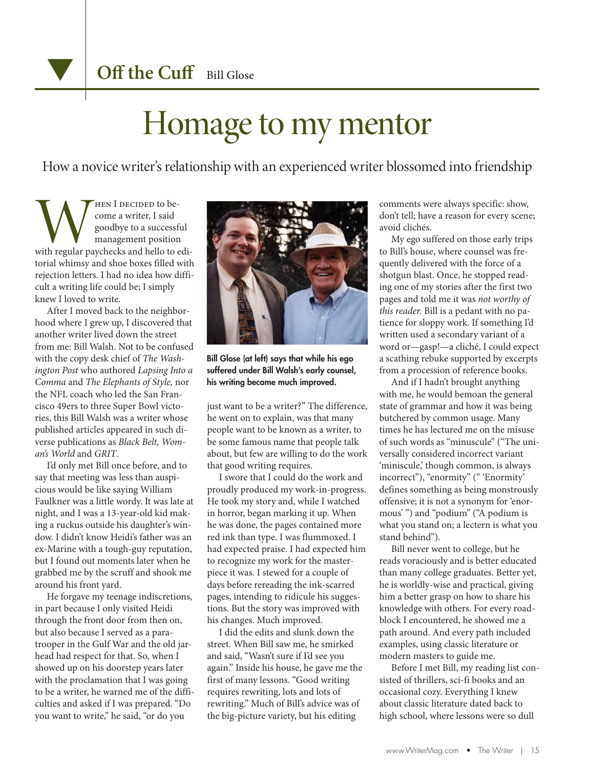**Off the Cuff** Bill Glose

# Homage to my mentor

## How a novice writer's relationship with an experienced writer blossomed into friendship

When I decided to become a writer, I said goodbye to a successful management position with regular paychecks and hello to editorial whimsy and shoe boxes filled with rejection letters. I had no idea how difficult a writing life could be; I simply knew I loved to write.

After I moved back to the neighborhood where I grew up, I discovered that another writer lived down the street from me: Bill Walsh. Not to be confused with the copy desk chief of *The Washington Post* who authored *Lapsing Into a Comma* and *The Elephants of Style,* nor the NFL coach who led the San Francisco 49ers to three Super Bowl victories, this Bill Walsh was a writer whose published articles appeared in such diverse publications as *Black Belt, Woman's World* and *GRIT*.

I'd only met Bill once before, and to say that meeting was less than auspicious would be like saying William Faulkner was a little wordy. It was late at night, and I was a 13-year-old kid making a ruckus outside his daughter's window. I didn't know Heidi's father was an ex-Marine with a tough-guy reputation, but I found out moments later when he grabbed me by the scruff and shook me around his front yard.

He forgave my teenage indiscretions, in part because I only visited Heidi through the front door from then on, but also because I served as a paratrooper in the Gulf War and the old jarhead had respect for that. So, when I showed up on his doorstep years later with the proclamation that I was going to be a writer, he warned me of the difficulties and asked if I was prepared. "Do you want to write," he said, "or do you just want to be a writer?" The difference, he went on to explain, was that many people want to be known as a writer, to be some famous name that people talk about, but few are willing to do the work that good writing requires.

**Bill Glose (at left) says that while his ego suffered under Bill Walsh's early counsel, his writing became much improved.**

I swore that I could do the work and proudly produced my work-in-progress. He took my story and, while I watched in horror, began marking it up. When he was done, the pages contained more red ink than type. I was flummoxed. I had expected praise. I had expected him to recognize my work for the masterpiece it was. I stewed for a couple of days before rereading the ink-scarred pages, intending to ridicule his suggestions. But the story was improved with his changes. Much improved.

I did the edits and slunk down the street. When Bill saw me, he smirked and said, "Wasn't sure if I'd see you again." Inside his house, he gave me the first of many lessons. "Good writing requires rewriting, lots and lots of rewriting." Much of Bill's advice was of the big-picture variety, but his editing comments were always specific: show, don't tell; have a reason for every scene; avoid clichés.

My ego suffered on those early trips to Bill's house, where counsel was frequently delivered with the force of a shotgun blast. Once, he stopped reading one of my stories after the first two pages and told me it was *not worthy of this reader.* Bill is a pedant with no patience for sloppy work. If something I'd written used a secondary variant of a word or—gasp!—a cliché, I could expect a scathing rebuke supported by excerpts from a procession of reference books.

And if I hadn't brought anything with me, he would bemoan the general state of grammar and how it was being butchered by common usage. Many times he has lectured me on the misuse of such words as "minuscule" ("The universally considered incorrect variant 'miniscule,' though common, is always incorrect"), "enormity" (" 'Enormity' defines something as being monstrously offensive; it is not a synonym for 'enormous' ") and "podium" ("A podium is what you stand on; a lectern is what you stand behind").

Bill never went to college, but he reads voraciously and is better educated than many college graduates. Better yet, he is worldly-wise and practical, giving him a better grasp on how to share his knowledge with others. For every roadblock I encountered, he showed me a path around. And every path included examples, using classic literature or modern masters to guide me.

Before I met Bill, my reading list consisted of thrillers, sci-fi books and an occasional cozy. Everything I knew about classic literature dated back to high school, where lessons were so dull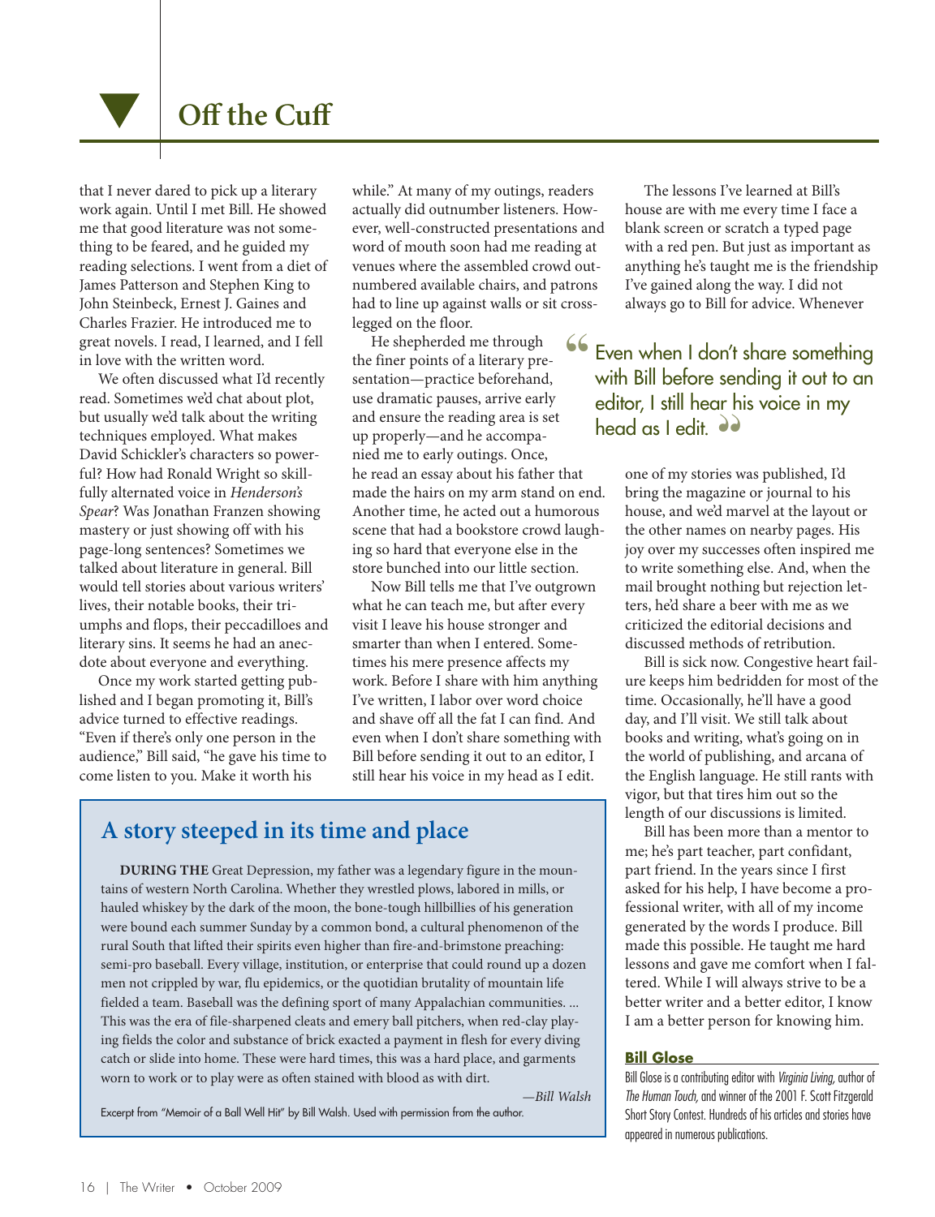## Off the Cuff

that I never dared to pick up a literary work again. Until I met Bill. He showed me that good literature was not something to be feared, and he guided my reading selections. I went from a diet of James Patterson and Stephen King to John Steinbeck, Ernest J. Gaines and Charles Frazier. He introduced me to great novels. I read, I learned, and I fell in love with the written word.

We often discussed what I'd recently read. Sometimes we'd chat about plot, but usually we'd talk about the writing techniques employed. What makes David Schickler's characters so powerful? How had Ronald Wright so skillfully alternated voice in *Henderson's Spear*? Was Jonathan Franzen showing mastery or just showing off with his page-long sentences? Sometimes we talked about literature in general. Bill would tell stories about various writers' lives, their notable books, their triumphs and flops, their peccadilloes and literary sins. It seems he had an anecdote about everyone and everything.

Once my work started getting published and I began promoting it, Bill's advice turned to effective readings. "Even if there's only one person in the audience," Bill said, "he gave his time to come listen to you. Make it worth his while." At many of my outings, readers actually did outnumber listeners. However, well-constructed presentations and word of mouth soon had me reading at venues where the assembled crowd outnumbered available chairs, and patrons had to line up against walls or sit cross-legged on the floor.

He shepherded me through the finer points of a literary presentation—practice beforehand, use dramatic pauses, arrive early and ensure the reading area is set up properly—and he accompanied me to early outings. Once, he read an essay about his father that made the hairs on my arm stand on end. Another time, he acted out a humorous scene that had a bookstore crowd laughing so hard that everyone else in the store bunched into our little section.

Now Bill tells me that I've outgrown what he can teach me, but after every visit I leave his house stronger and smarter than when I entered. Sometimes his mere presence affects my work. Before I share with him anything I've written, I labor over word choice and shave off all the fat I can find. And even when I don't share something with Bill before sending it out to an editor, I still hear his voice in my head as I edit.

The lessons I've learned at Bill's house are with me every time I face a blank screen or scratch a typed page with a red pen. But just as important as anything he's taught me is the friendship I've gained along the way. I did not always go to Bill for advice. Whenever one of my stories was published, I'd bring the magazine or journal to his house, and we'd marvel at the layout or the other names on nearby pages. His joy over my successes often inspired me to write something else. And, when the mail brought nothing but rejection letters, he'd share a beer with me as we criticized the editorial decisions and discussed methods of retribution.

> "Even when I don't share something with Bill before sending it out to an editor, I still hear his voice in my head as I edit."

Bill is sick now. Congestive heart failure keeps him bedridden for most of the time. Occasionally, he'll have a good day, and I'll visit. We still talk about books and writing, what's going on in the world of publishing, and arcana of the English language. He still rants with vigor, but that tires him out so the length of our discussions is limited.

Bill has been more than a mentor to me; he's part teacher, part confidant, part friend. In the years since I first asked for his help, I have become a professional writer, with all of my income generated by the words I produce. Bill made this possible. He taught me hard lessons and gave me comfort when I faltered. While I will always strive to be a better writer and a better editor, I know I am a better person for knowing him.

**Bill Glose**

Bill Glose is a contributing editor with *Virginia Living,* author of *The Human Touch,* and winner of the 2001 F. Scott Fitzgerald Short Story Contest. Hundreds of his articles and stories have appeared in numerous publications.

### A story steeped in its time and place

**DURING THE** Great Depression, my father was a legendary figure in the mountains of western North Carolina. Whether they wrestled plows, labored in mills, or hauled whiskey by the dark of the moon, the bone-tough hillbillies of his generation were bound each summer Sunday by a common bond, a cultural phenomenon of the rural South that lifted their spirits even higher than fire-and-brimstone preaching: semi-pro baseball. Every village, institution, or enterprise that could round up a dozen men not crippled by war, flu epidemics, or the quotidian brutality of mountain life fielded a team. Baseball was the defining sport of many Appalachian communities. ... This was the era of file-sharpened cleats and emery ball pitchers, when red-clay playing fields the color and substance of brick exacted a payment in flesh for every diving catch or slide into home. These were hard times, this was a hard place, and garments worn to work or to play were as often stained with blood as with dirt.

*—Bill Walsh*

Excerpt from "Memoir of a Ball Well Hit" by Bill Walsh. Used with permission from the author.